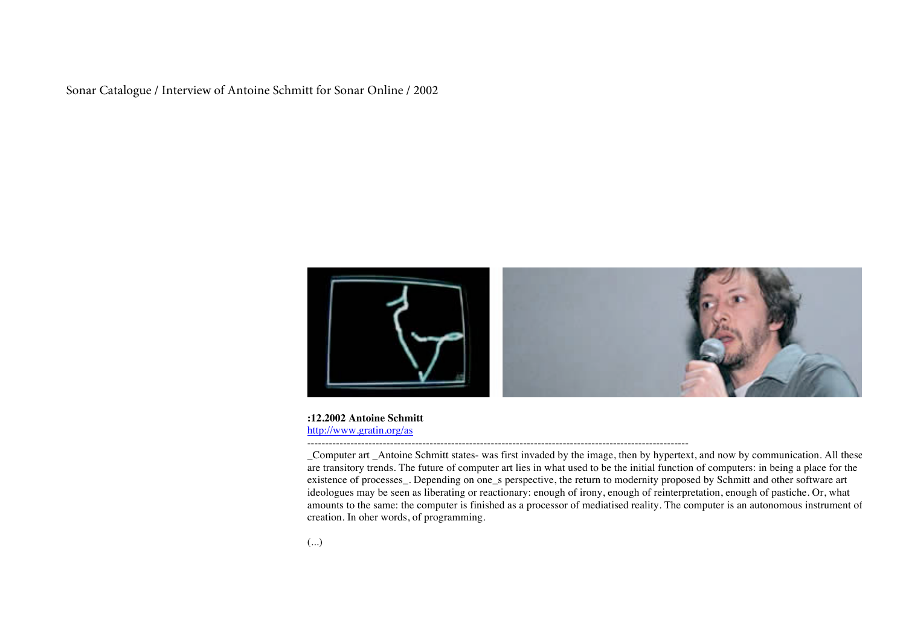Sonar Catalogue / Interview of Antoine Schmitt for Sonar Online / 2002

**:12.2002 Antoine Schmitt**
[http://www.gratin.org/as](http://www.gratin.org/as)

---

_Computer art _Antoine Schmitt states- was first invaded by the image, then by hypertext, and now by communication. All these are transitory trends. The future of computer art lies in what used to be the initial function of computers: in being a place for the existence of processes_. Depending on one_s perspective, the return to modernity proposed by Schmitt and other software art ideologues may be seen as liberating or reactionary: enough of irony, enough of reinterpretation, enough of pastiche. Or, what amounts to the same: the computer is finished as a processor of mediatised reality. The computer is an autonomous instrument of creation. In oher words, of programming.

(...)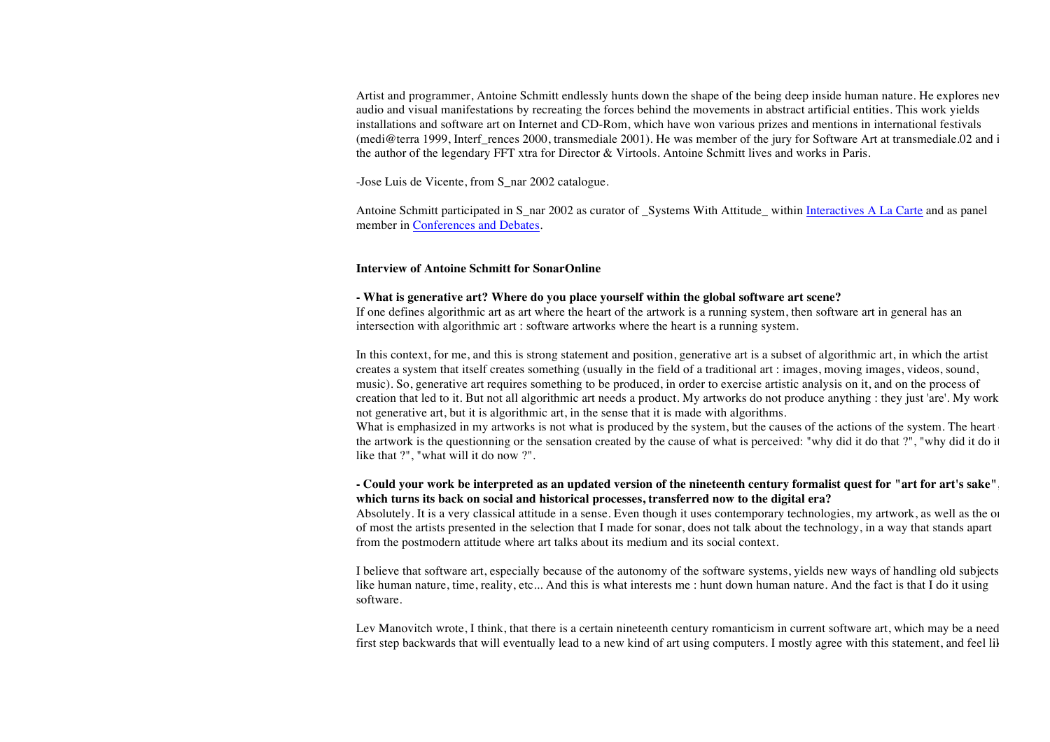Artist and programmer, Antoine Schmitt endlessly hunts down the shape of the being deep inside human nature. He explores nev audio and visual manifestations by recreating the forces behind the movements in abstract artificial entities. This work yields installations and software art on Internet and CD-Rom, which have won various prizes and mentions in international festivals (medi@terra 1999, Interf_rences 2000, transmediale 2001). He was member of the jury for Software Art at transmediale.02 and i the author of the legendary FFT xtra for Director & Virtools. Antoine Schmitt lives and works in Paris.

-Jose Luis de Vicente, from S_nar 2002 catalogue.

Antoine Schmitt participated in S_nar 2002 as curator of _Systems With Attitude_ within Interactives A La Carte and as panel member in Conferences and Debates.

**Interview of Antoine Schmitt for SonarOnline**

**- What is generative art? Where do you place yourself within the global software art scene?**
If one defines algorithmic art as art where the heart of the artwork is a running system, then software art in general has an intersection with algorithmic art : software artworks where the heart is a running system.

In this context, for me, and this is strong statement and position, generative art is a subset of algorithmic art, in which the artist creates a system that itself creates something (usually in the field of a traditional art : images, moving images, videos, sound, music). So, generative art requires something to be produced, in order to exercise artistic analysis on it, and on the process of creation that led to it. But not all algorithmic art needs a product. My artworks do not produce anything : they just 'are'. My work not generative art, but it is algorithmic art, in the sense that it is made with algorithms.
What is emphasized in my artworks is not what is produced by the system, but the causes of the actions of the system. The heart the artwork is the questionning or the sensation created by the cause of what is perceived: "why did it do that ?", "why did it do it like that ?", "what will it do now ?".

**- Could your work be interpreted as an updated version of the nineteenth century formalist quest for "art for art's sake", which turns its back on social and historical processes, transferred now to the digital era?**
Absolutely. It is a very classical attitude in a sense. Even though it uses contemporary technologies, my artwork, as well as the or of most the artists presented in the selection that I made for sonar, does not talk about the technology, in a way that stands apart from the postmodern attitude where art talks about its medium and its social context.

I believe that software art, especially because of the autonomy of the software systems, yields new ways of handling old subjects like human nature, time, reality, etc... And this is what interests me : hunt down human nature. And the fact is that I do it using software.

Lev Manovitch wrote, I think, that there is a certain nineteenth century romanticism in current software art, which may be a need first step backwards that will eventually lead to a new kind of art using computers. I mostly agree with this statement, and feel lik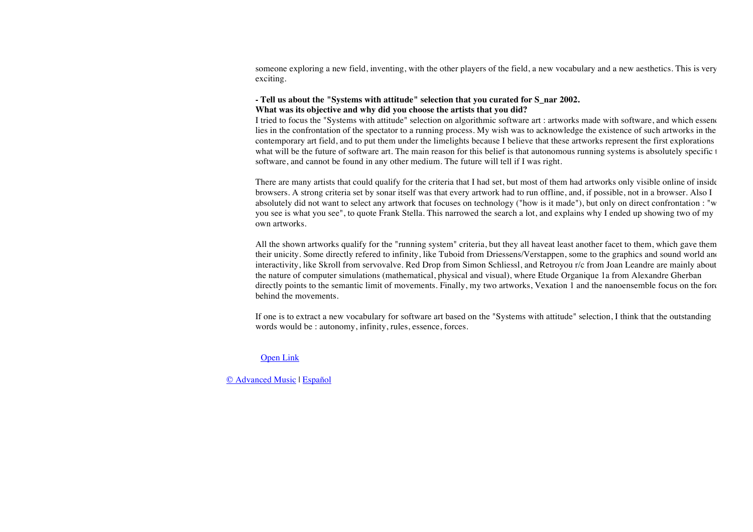someone exploring a new field, inventing, with the other players of the field, a new vocabulary and a new aesthetics. This is very exciting.

**- Tell us about the "Systems with attitude" selection that you curated for S_nar 2002.**
**What was its objective and why did you choose the artists that you did?**

I tried to focus the "Systems with attitude" selection on algorithmic software art : artworks made with software, and which essenc lies in the confrontation of the spectator to a running process. My wish was to acknowledge the existence of such artworks in the contemporary art field, and to put them under the limelights because I believe that these artworks represent the first explorations what will be the future of software art. The main reason for this belief is that autonomous running systems is absolutely specific t software, and cannot be found in any other medium. The future will tell if I was right.

There are many artists that could qualify for the criteria that I had set, but most of them had artworks only visible online of inside browsers. A strong criteria set by sonar itself was that every artwork had to run offline, and, if possible, not in a browser. Also I absolutely did not want to select any artwork that focuses on technology ("how is it made"), but only on direct confrontation : "w you see is what you see", to quote Frank Stella. This narrowed the search a lot, and explains why I ended up showing two of my own artworks.

All the shown artworks qualify for the "running system" criteria, but they all haveat least another facet to them, which gave them their unicity. Some directly refered to infinity, like Tuboid from Driessens/Verstappen, some to the graphics and sound world and interactivity, like Skroll from servovalve. Red Drop from Simon Schliessl, and Retroyou r/c from Joan Leandre are mainly about the nature of computer simulations (mathematical, physical and visual), where Etude Organique 1a from Alexandre Gherban directly points to the semantic limit of movements. Finally, my two artworks, Vexation 1 and the nanoensemble focus on the forc behind the movements.

If one is to extract a new vocabulary for software art based on the "Systems with attitude" selection, I think that the outstanding words would be : autonomy, infinity, rules, essence, forces.

Open Link

© Advanced Music | Español